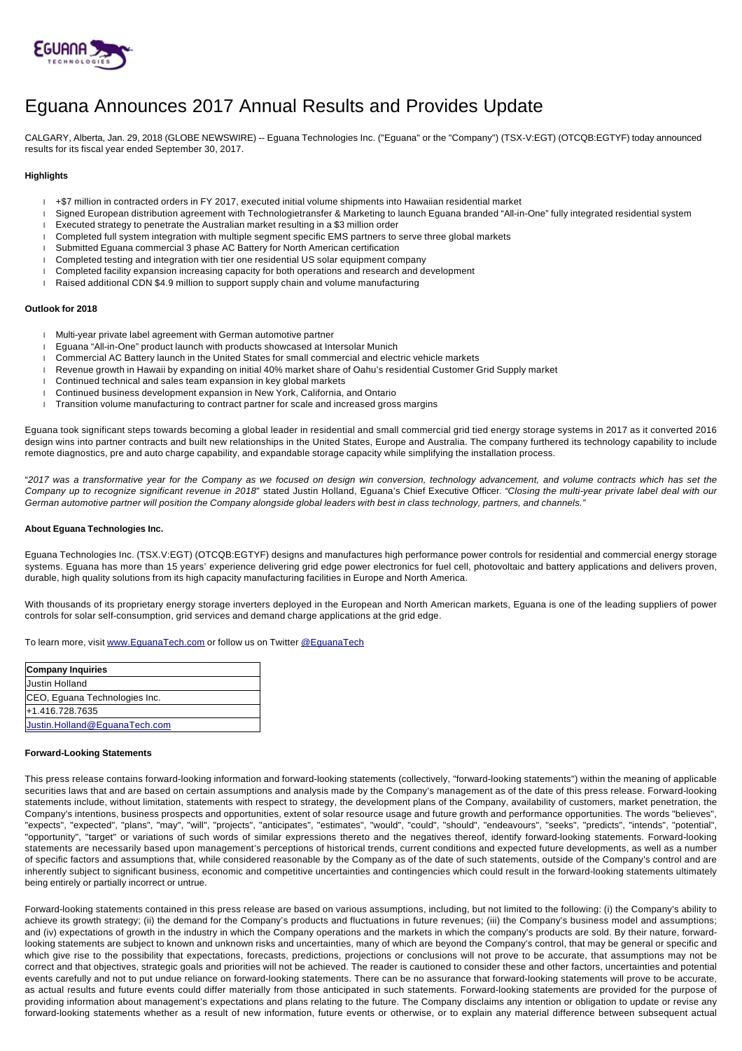# Eguana Announces 2017 Annual Results and Provides Update

CALGARY, Alberta, Jan. 29, 2018 (GLOBE NEWSWIRE) -- Eguana Technologies Inc. ("Eguana" or the "Company") (TSX-V:EGT) (OTCQB:EGTYF) today announced results for its fiscal year ended September 30, 2017.

**Highlights**

- +$7 million in contracted orders in FY 2017, executed initial volume shipments into Hawaiian residential market
- Signed European distribution agreement with Technologietransfer & Marketing to launch Eguana branded "All-in-One" fully integrated residential system
- Executed strategy to penetrate the Australian market resulting in a $3 million order
- Completed full system integration with multiple segment specific EMS partners to serve three global markets
- Submitted Eguana commercial 3 phase AC Battery for North American certification
- Completed testing and integration with tier one residential US solar equipment company
- Completed facility expansion increasing capacity for both operations and research and development
- Raised additional CDN $4.9 million to support supply chain and volume manufacturing

**Outlook for 2018**

- Multi-year private label agreement with German automotive partner
- Eguana "All-in-One" product launch with products showcased at Intersolar Munich
- Commercial AC Battery launch in the United States for small commercial and electric vehicle markets
- Revenue growth in Hawaii by expanding on initial 40% market share of Oahu's residential Customer Grid Supply market
- Continued technical and sales team expansion in key global markets
- Continued business development expansion in New York, California, and Ontario
- Transition volume manufacturing to contract partner for scale and increased gross margins

Eguana took significant steps towards becoming a global leader in residential and small commercial grid tied energy storage systems in 2017 as it converted 2016 design wins into partner contracts and built new relationships in the United States, Europe and Australia. The company furthered its technology capability to include remote diagnostics, pre and auto charge capability, and expandable storage capacity while simplifying the installation process.

"*2017 was a transformative year for the Company as we focused on design win conversion, technology advancement, and volume contracts which has set the Company up to recognize significant revenue in 2018*" stated Justin Holland, Eguana's Chief Executive Officer. *"Closing the multi-year private label deal with our German automotive partner will position the Company alongside global leaders with best in class technology, partners, and channels."*

**About Eguana Technologies Inc.**

Eguana Technologies Inc. (TSX.V:EGT) (OTCQB:EGTYF) designs and manufactures high performance power controls for residential and commercial energy storage systems. Eguana has more than 15 years' experience delivering grid edge power electronics for fuel cell, photovoltaic and battery applications and delivers proven, durable, high quality solutions from its high capacity manufacturing facilities in Europe and North America.

With thousands of its proprietary energy storage inverters deployed in the European and North American markets, Eguana is one of the leading suppliers of power controls for solar self-consumption, grid services and demand charge applications at the grid edge.

To learn more, visit www.EguanaTech.com or follow us on Twitter @EguanaTech

| Company Inquiries |
|---|
| Justin Holland |
| CEO, Eguana Technologies Inc. |
| +1.416.728.7635 |
| Justin.Holland@EguanaTech.com |

**Forward-Looking Statements**

This press release contains forward-looking information and forward-looking statements (collectively, "forward-looking statements") within the meaning of applicable securities laws that and are based on certain assumptions and analysis made by the Company's management as of the date of this press release. Forward-looking statements include, without limitation, statements with respect to strategy, the development plans of the Company, availability of customers, market penetration, the Company's intentions, business prospects and opportunities, extent of solar resource usage and future growth and performance opportunities. The words "believes", "expects", "expected", "plans", "may", "will", "projects", "anticipates", "estimates", "would", "could", "should", "endeavours", "seeks", "predicts", "intends", "potential", "opportunity", "target" or variations of such words of similar expressions thereto and the negatives thereof, identify forward-looking statements. Forward-looking statements are necessarily based upon management's perceptions of historical trends, current conditions and expected future developments, as well as a number of specific factors and assumptions that, while considered reasonable by the Company as of the date of such statements, outside of the Company's control and are inherently subject to significant business, economic and competitive uncertainties and contingencies which could result in the forward-looking statements ultimately being entirely or partially incorrect or untrue.

Forward-looking statements contained in this press release are based on various assumptions, including, but not limited to the following: (i) the Company's ability to achieve its growth strategy; (ii) the demand for the Company's products and fluctuations in future revenues; (iii) the Company's business model and assumptions; and (iv) expectations of growth in the industry in which the Company operations and the markets in which the company's products are sold. By their nature, forward-looking statements are subject to known and unknown risks and uncertainties, many of which are beyond the Company's control, that may be general or specific and which give rise to the possibility that expectations, forecasts, predictions, projections or conclusions will not prove to be accurate, that assumptions may not be correct and that objectives, strategic goals and priorities will not be achieved. The reader is cautioned to consider these and other factors, uncertainties and potential events carefully and not to put undue reliance on forward-looking statements. There can be no assurance that forward-looking statements will prove to be accurate, as actual results and future events could differ materially from those anticipated in such statements. Forward-looking statements are provided for the purpose of providing information about management's expectations and plans relating to the future. The Company disclaims any intention or obligation to update or revise any forward-looking statements whether as a result of new information, future events or otherwise, or to explain any material difference between subsequent actual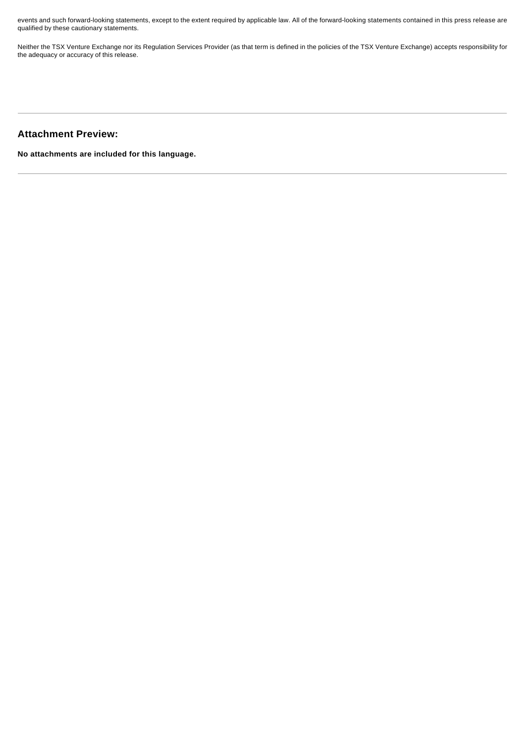events and such forward-looking statements, except to the extent required by applicable law. All of the forward-looking statements contained in this press release are qualified by these cautionary statements.

Neither the TSX Venture Exchange nor its Regulation Services Provider (as that term is defined in the policies of the TSX Venture Exchange) accepts responsibility for the adequacy or accuracy of this release.

---

## Attachment Preview:

**No attachments are included for this language.**

---